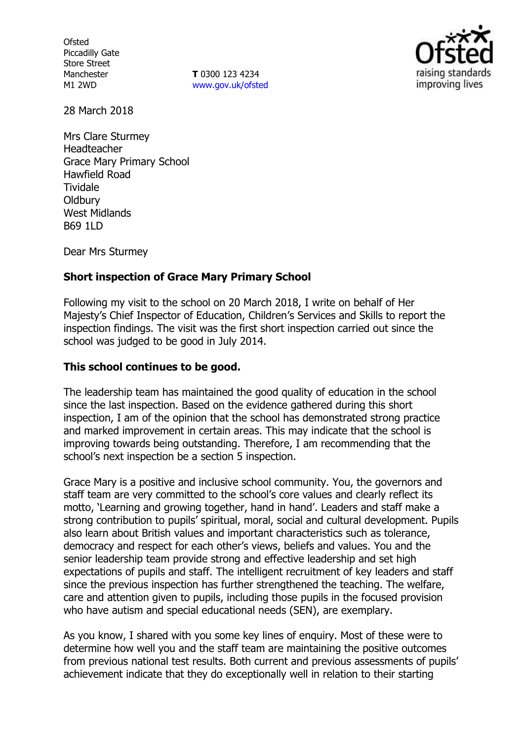Ofsted
Piccadilly Gate
Store Street
Manchester
M1 2WD

**T** 0300 123 4234
www.gov.uk/ofsted

28 March 2018

Mrs Clare Sturmey
Headteacher
Grace Mary Primary School
Hawfield Road
Tividale
Oldbury
West Midlands
B69 1LD

Dear Mrs Sturmey

**Short inspection of Grace Mary Primary School**

Following my visit to the school on 20 March 2018, I write on behalf of Her Majesty's Chief Inspector of Education, Children's Services and Skills to report the inspection findings. The visit was the first short inspection carried out since the school was judged to be good in July 2014.

**This school continues to be good.**

The leadership team has maintained the good quality of education in the school since the last inspection. Based on the evidence gathered during this short inspection, I am of the opinion that the school has demonstrated strong practice and marked improvement in certain areas. This may indicate that the school is improving towards being outstanding. Therefore, I am recommending that the school's next inspection be a section 5 inspection.

Grace Mary is a positive and inclusive school community. You, the governors and staff team are very committed to the school's core values and clearly reflect its motto, 'Learning and growing together, hand in hand'. Leaders and staff make a strong contribution to pupils' spiritual, moral, social and cultural development. Pupils also learn about British values and important characteristics such as tolerance, democracy and respect for each other's views, beliefs and values. You and the senior leadership team provide strong and effective leadership and set high expectations of pupils and staff. The intelligent recruitment of key leaders and staff since the previous inspection has further strengthened the teaching. The welfare, care and attention given to pupils, including those pupils in the focused provision who have autism and special educational needs (SEN), are exemplary.

As you know, I shared with you some key lines of enquiry. Most of these were to determine how well you and the staff team are maintaining the positive outcomes from previous national test results. Both current and previous assessments of pupils' achievement indicate that they do exceptionally well in relation to their starting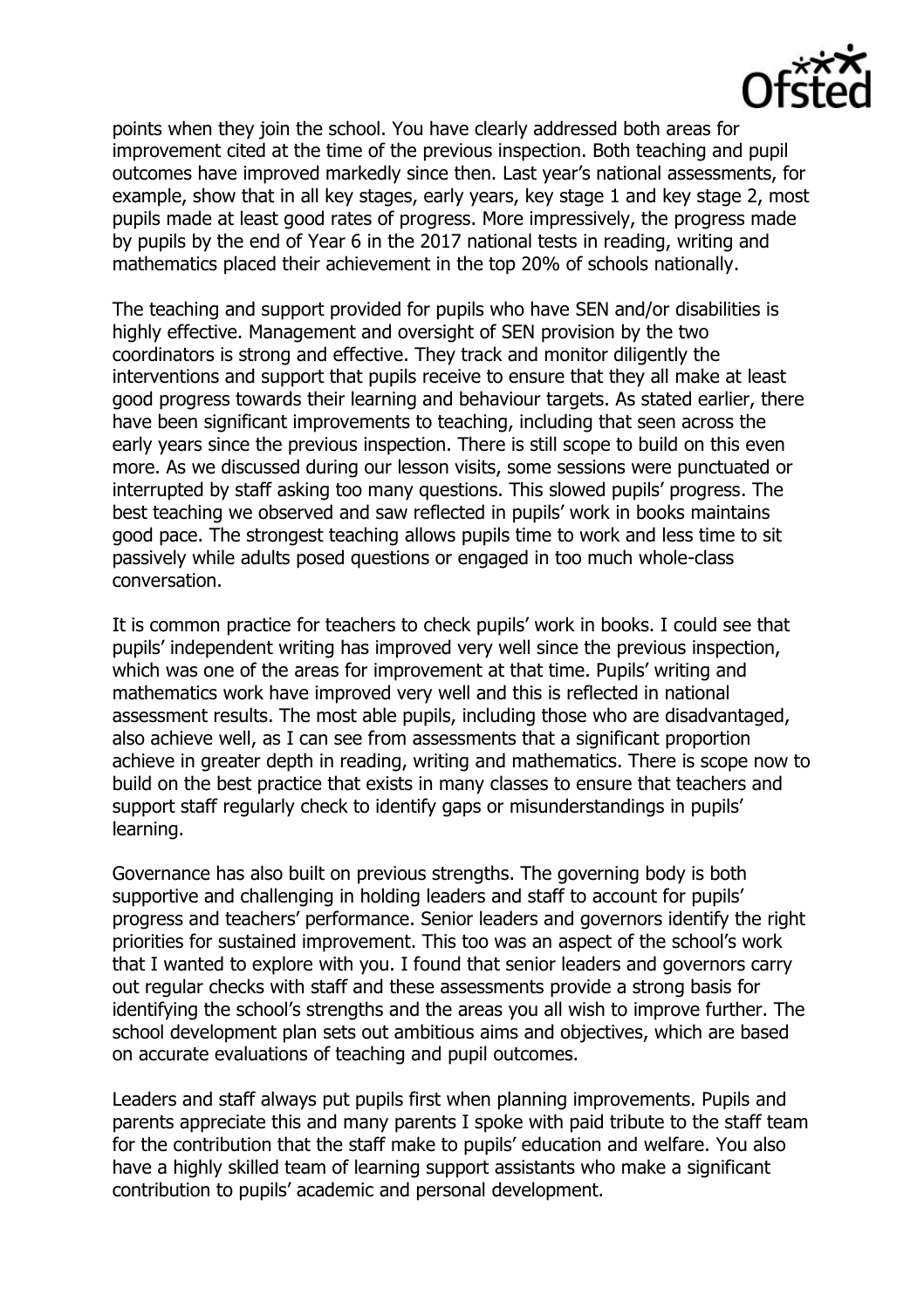points when they join the school. You have clearly addressed both areas for improvement cited at the time of the previous inspection. Both teaching and pupil outcomes have improved markedly since then. Last year's national assessments, for example, show that in all key stages, early years, key stage 1 and key stage 2, most pupils made at least good rates of progress. More impressively, the progress made by pupils by the end of Year 6 in the 2017 national tests in reading, writing and mathematics placed their achievement in the top 20% of schools nationally.

The teaching and support provided for pupils who have SEN and/or disabilities is highly effective. Management and oversight of SEN provision by the two coordinators is strong and effective. They track and monitor diligently the interventions and support that pupils receive to ensure that they all make at least good progress towards their learning and behaviour targets. As stated earlier, there have been significant improvements to teaching, including that seen across the early years since the previous inspection. There is still scope to build on this even more. As we discussed during our lesson visits, some sessions were punctuated or interrupted by staff asking too many questions. This slowed pupils' progress. The best teaching we observed and saw reflected in pupils' work in books maintains good pace. The strongest teaching allows pupils time to work and less time to sit passively while adults posed questions or engaged in too much whole-class conversation.

It is common practice for teachers to check pupils' work in books. I could see that pupils' independent writing has improved very well since the previous inspection, which was one of the areas for improvement at that time. Pupils' writing and mathematics work have improved very well and this is reflected in national assessment results. The most able pupils, including those who are disadvantaged, also achieve well, as I can see from assessments that a significant proportion achieve in greater depth in reading, writing and mathematics. There is scope now to build on the best practice that exists in many classes to ensure that teachers and support staff regularly check to identify gaps or misunderstandings in pupils' learning.

Governance has also built on previous strengths. The governing body is both supportive and challenging in holding leaders and staff to account for pupils' progress and teachers' performance. Senior leaders and governors identify the right priorities for sustained improvement. This too was an aspect of the school's work that I wanted to explore with you. I found that senior leaders and governors carry out regular checks with staff and these assessments provide a strong basis for identifying the school's strengths and the areas you all wish to improve further. The school development plan sets out ambitious aims and objectives, which are based on accurate evaluations of teaching and pupil outcomes.

Leaders and staff always put pupils first when planning improvements. Pupils and parents appreciate this and many parents I spoke with paid tribute to the staff team for the contribution that the staff make to pupils' education and welfare. You also have a highly skilled team of learning support assistants who make a significant contribution to pupils' academic and personal development.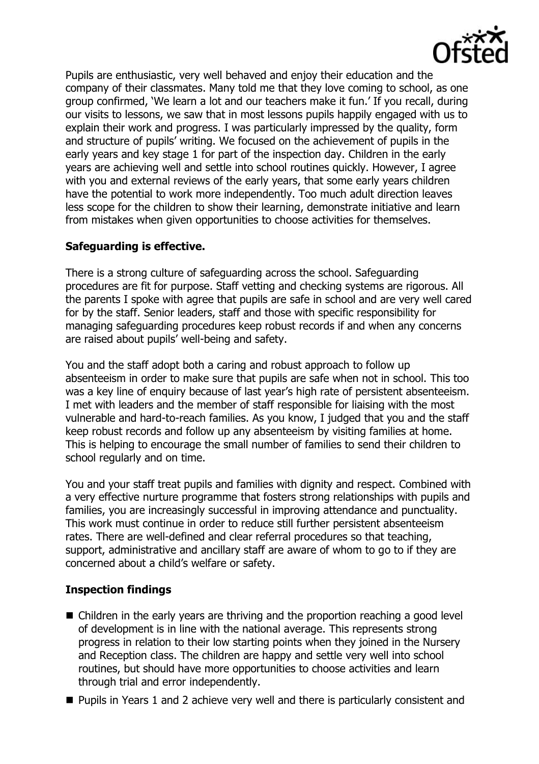Pupils are enthusiastic, very well behaved and enjoy their education and the company of their classmates. Many told me that they love coming to school, as one group confirmed, 'We learn a lot and our teachers make it fun.' If you recall, during our visits to lessons, we saw that in most lessons pupils happily engaged with us to explain their work and progress. I was particularly impressed by the quality, form and structure of pupils' writing. We focused on the achievement of pupils in the early years and key stage 1 for part of the inspection day. Children in the early years are achieving well and settle into school routines quickly. However, I agree with you and external reviews of the early years, that some early years children have the potential to work more independently. Too much adult direction leaves less scope for the children to show their learning, demonstrate initiative and learn from mistakes when given opportunities to choose activities for themselves.

**Safeguarding is effective.**

There is a strong culture of safeguarding across the school. Safeguarding procedures are fit for purpose. Staff vetting and checking systems are rigorous. All the parents I spoke with agree that pupils are safe in school and are very well cared for by the staff. Senior leaders, staff and those with specific responsibility for managing safeguarding procedures keep robust records if and when any concerns are raised about pupils' well-being and safety.

You and the staff adopt both a caring and robust approach to follow up absenteeism in order to make sure that pupils are safe when not in school. This too was a key line of enquiry because of last year's high rate of persistent absenteeism. I met with leaders and the member of staff responsible for liaising with the most vulnerable and hard-to-reach families. As you know, I judged that you and the staff keep robust records and follow up any absenteeism by visiting families at home. This is helping to encourage the small number of families to send their children to school regularly and on time.

You and your staff treat pupils and families with dignity and respect. Combined with a very effective nurture programme that fosters strong relationships with pupils and families, you are increasingly successful in improving attendance and punctuality. This work must continue in order to reduce still further persistent absenteeism rates. There are well-defined and clear referral procedures so that teaching, support, administrative and ancillary staff are aware of whom to go to if they are concerned about a child's welfare or safety.

**Inspection findings**

- Children in the early years are thriving and the proportion reaching a good level of development is in line with the national average. This represents strong progress in relation to their low starting points when they joined in the Nursery and Reception class. The children are happy and settle very well into school routines, but should have more opportunities to choose activities and learn through trial and error independently.
- Pupils in Years 1 and 2 achieve very well and there is particularly consistent and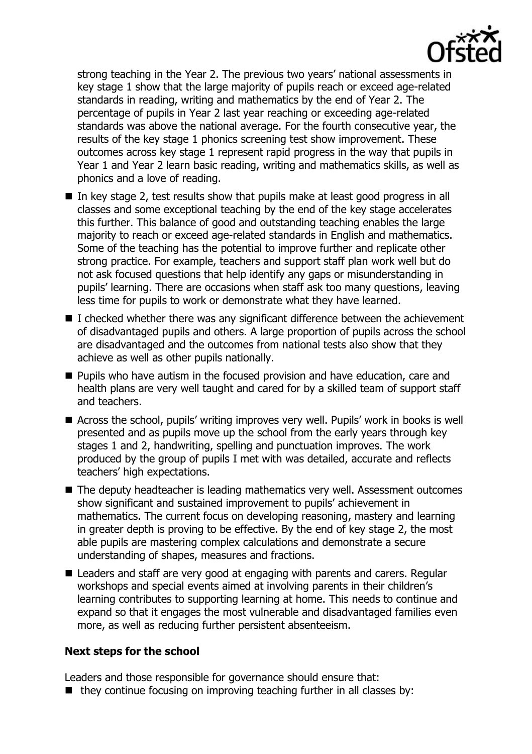strong teaching in the Year 2. The previous two years' national assessments in key stage 1 show that the large majority of pupils reach or exceed age-related standards in reading, writing and mathematics by the end of Year 2. The percentage of pupils in Year 2 last year reaching or exceeding age-related standards was above the national average. For the fourth consecutive year, the results of the key stage 1 phonics screening test show improvement. These outcomes across key stage 1 represent rapid progress in the way that pupils in Year 1 and Year 2 learn basic reading, writing and mathematics skills, as well as phonics and a love of reading.

- In key stage 2, test results show that pupils make at least good progress in all classes and some exceptional teaching by the end of the key stage accelerates this further. This balance of good and outstanding teaching enables the large majority to reach or exceed age-related standards in English and mathematics. Some of the teaching has the potential to improve further and replicate other strong practice. For example, teachers and support staff plan work well but do not ask focused questions that help identify any gaps or misunderstanding in pupils' learning. There are occasions when staff ask too many questions, leaving less time for pupils to work or demonstrate what they have learned.
- I checked whether there was any significant difference between the achievement of disadvantaged pupils and others. A large proportion of pupils across the school are disadvantaged and the outcomes from national tests also show that they achieve as well as other pupils nationally.
- Pupils who have autism in the focused provision and have education, care and health plans are very well taught and cared for by a skilled team of support staff and teachers.
- Across the school, pupils' writing improves very well. Pupils' work in books is well presented and as pupils move up the school from the early years through key stages 1 and 2, handwriting, spelling and punctuation improves. The work produced by the group of pupils I met with was detailed, accurate and reflects teachers' high expectations.
- The deputy headteacher is leading mathematics very well. Assessment outcomes show significant and sustained improvement to pupils' achievement in mathematics. The current focus on developing reasoning, mastery and learning in greater depth is proving to be effective. By the end of key stage 2, the most able pupils are mastering complex calculations and demonstrate a secure understanding of shapes, measures and fractions.
- Leaders and staff are very good at engaging with parents and carers. Regular workshops and special events aimed at involving parents in their children's learning contributes to supporting learning at home. This needs to continue and expand so that it engages the most vulnerable and disadvantaged families even more, as well as reducing further persistent absenteeism.

### Next steps for the school

Leaders and those responsible for governance should ensure that:

- they continue focusing on improving teaching further in all classes by: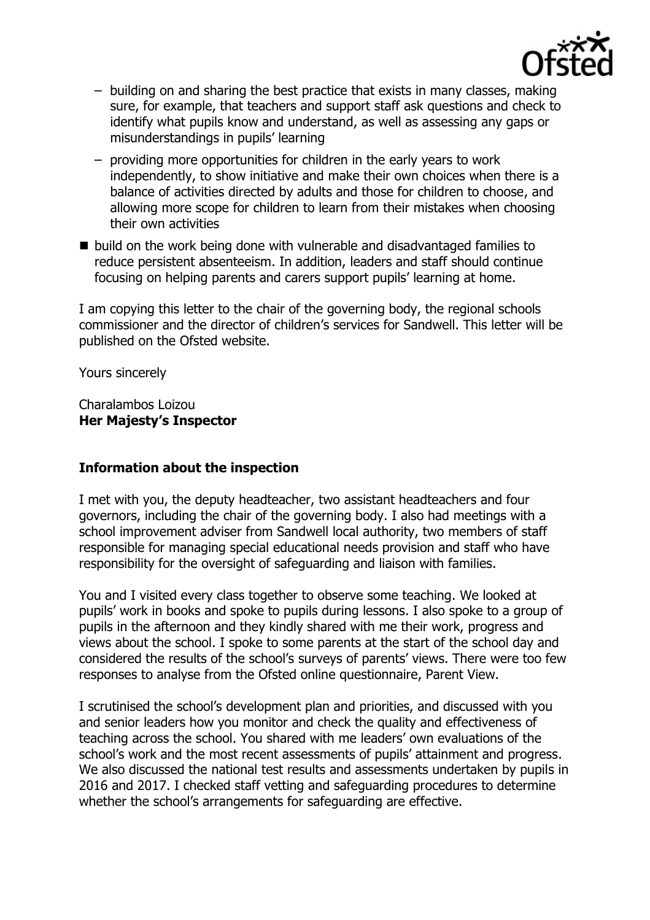- building on and sharing the best practice that exists in many classes, making sure, for example, that teachers and support staff ask questions and check to identify what pupils know and understand, as well as assessing any gaps or misunderstandings in pupils' learning
  - providing more opportunities for children in the early years to work independently, to show initiative and make their own choices when there is a balance of activities directed by adults and those for children to choose, and allowing more scope for children to learn from their mistakes when choosing their own activities
- build on the work being done with vulnerable and disadvantaged families to reduce persistent absenteeism. In addition, leaders and staff should continue focusing on helping parents and carers support pupils' learning at home.

I am copying this letter to the chair of the governing body, the regional schools commissioner and the director of children's services for Sandwell. This letter will be published on the Ofsted website.

Yours sincerely

Charalambos Loizou
**Her Majesty's Inspector**

## Information about the inspection

I met with you, the deputy headteacher, two assistant headteachers and four governors, including the chair of the governing body. I also had meetings with a school improvement adviser from Sandwell local authority, two members of staff responsible for managing special educational needs provision and staff who have responsibility for the oversight of safeguarding and liaison with families.

You and I visited every class together to observe some teaching. We looked at pupils' work in books and spoke to pupils during lessons. I also spoke to a group of pupils in the afternoon and they kindly shared with me their work, progress and views about the school. I spoke to some parents at the start of the school day and considered the results of the school's surveys of parents' views. There were too few responses to analyse from the Ofsted online questionnaire, Parent View.

I scrutinised the school's development plan and priorities, and discussed with you and senior leaders how you monitor and check the quality and effectiveness of teaching across the school. You shared with me leaders' own evaluations of the school's work and the most recent assessments of pupils' attainment and progress. We also discussed the national test results and assessments undertaken by pupils in 2016 and 2017. I checked staff vetting and safeguarding procedures to determine whether the school's arrangements for safeguarding are effective.